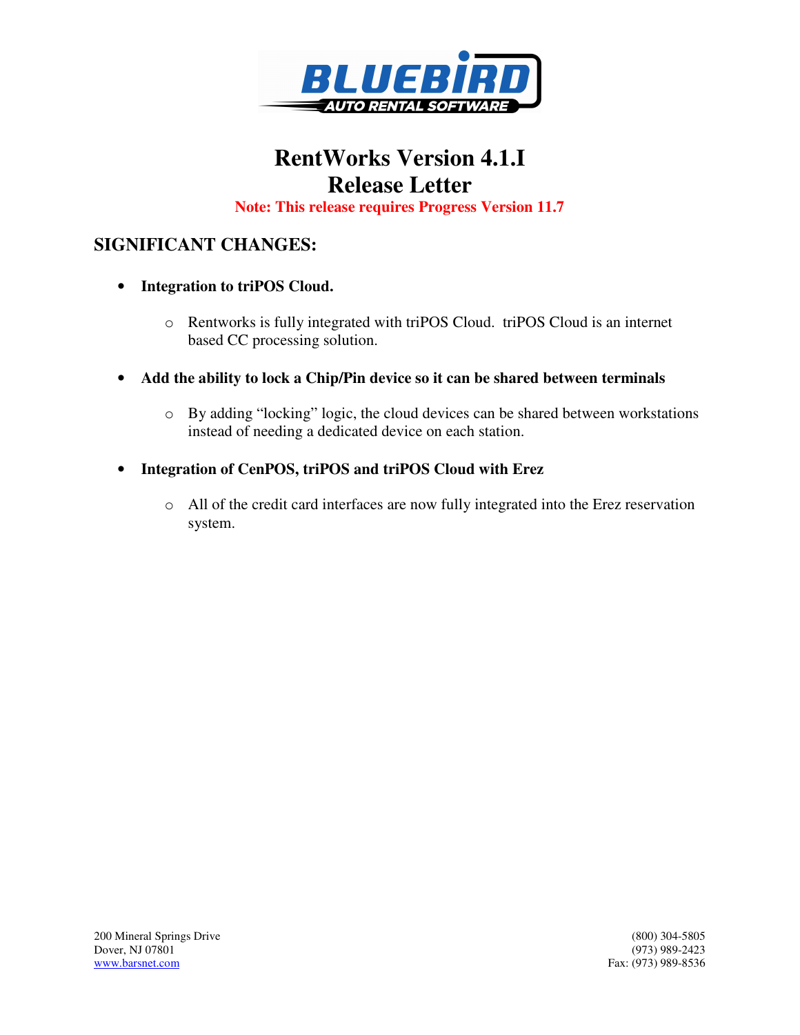# RentWorks Version 4.1.I
# Release Letter

**Note: This release requires Progress Version 11.7**

## SIGNIFICANT CHANGES:

- **Integration to triPOS Cloud.**
  - Rentworks is fully integrated with triPOS Cloud. triPOS Cloud is an internet based CC processing solution.

- **Add the ability to lock a Chip/Pin device so it can be shared between terminals**
  - By adding "locking" logic, the cloud devices can be shared between workstations instead of needing a dedicated device on each station.

- **Integration of CenPOS, triPOS and triPOS Cloud with Erez**
  - All of the credit card interfaces are now fully integrated into the Erez reservation system.

200 Mineral Springs Drive
Dover, NJ 07801
www.barsnet.com

(800) 304-5805
(973) 989-2423
Fax: (973) 989-8536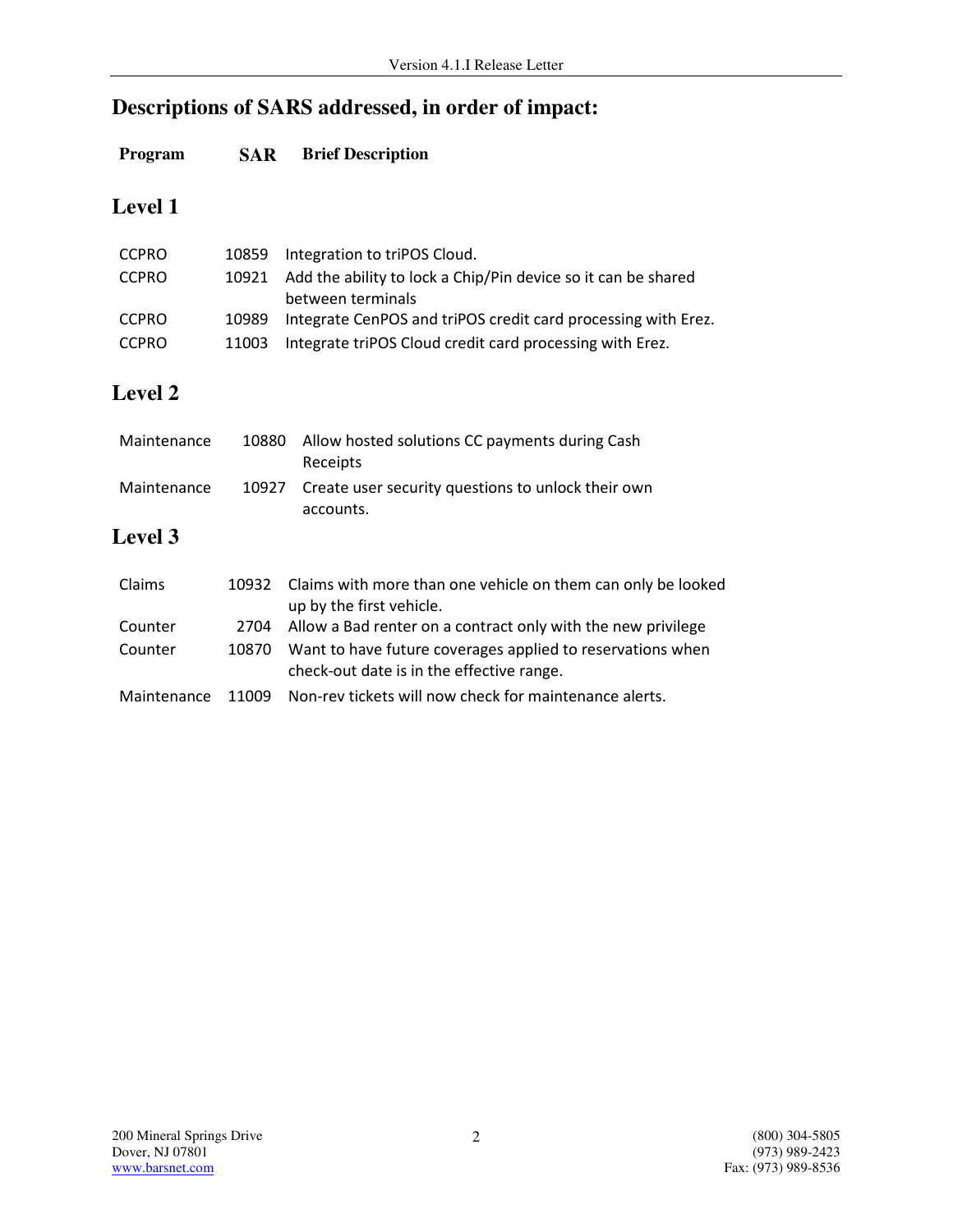## Descriptions of SARS addressed, in order of impact:

| Program | SAR | Brief Description |
|---|---|---|

### Level 1

| Program | SAR | Brief Description |
|---|---|---|
| CCPRO | 10859 | Integration to triPOS Cloud. |
| CCPRO | 10921 | Add the ability to lock a Chip/Pin device so it can be shared between terminals |
| CCPRO | 10989 | Integrate CenPOS and triPOS credit card processing with Erez. |
| CCPRO | 11003 | Integrate triPOS Cloud credit card processing with Erez. |

### Level 2

| Program | SAR | Brief Description |
|---|---|---|
| Maintenance | 10880 | Allow hosted solutions CC payments during Cash Receipts |
| Maintenance | 10927 | Create user security questions to unlock their own accounts. |

### Level 3

| Program | SAR | Brief Description |
|---|---|---|
| Claims | 10932 | Claims with more than one vehicle on them can only be looked up by the first vehicle. |
| Counter | 2704 | Allow a Bad renter on a contract only with the new privilege |
| Counter | 10870 | Want to have future coverages applied to reservations when check-out date is in the effective range. |
| Maintenance | 11009 | Non-rev tickets will now check for maintenance alerts. |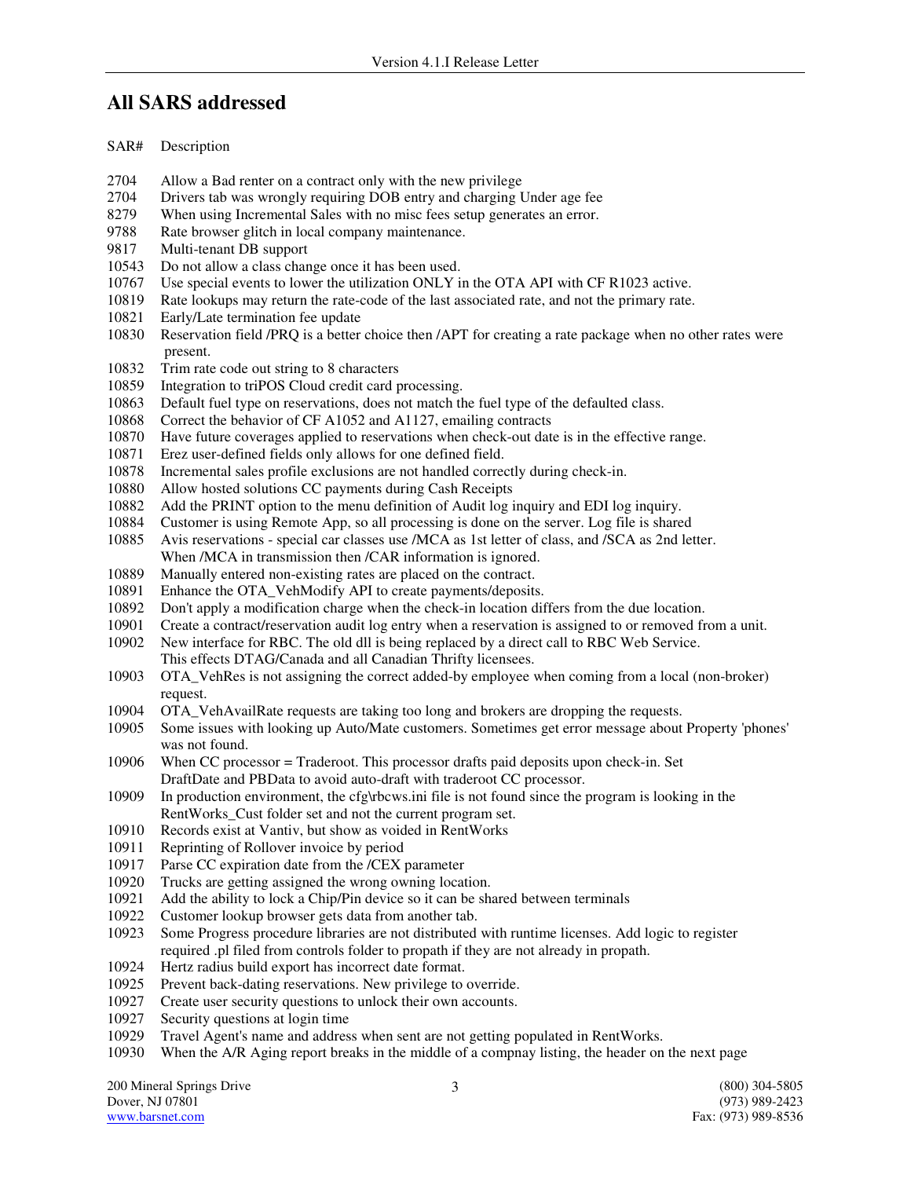## All SARS addressed

| SAR# | Description |
|---|---|
| 2704 | Allow a Bad renter on a contract only with the new privilege |
| 2704 | Drivers tab was wrongly requiring DOB entry and charging Under age fee |
| 8279 | When using Incremental Sales with no misc fees setup generates an error. |
| 9788 | Rate browser glitch in local company maintenance. |
| 9817 | Multi-tenant DB support |
| 10543 | Do not allow a class change once it has been used. |
| 10767 | Use special events to lower the utilization ONLY in the OTA API with CF R1023 active. |
| 10819 | Rate lookups may return the rate-code of the last associated rate, and not the primary rate. |
| 10821 | Early/Late termination fee update |
| 10830 | Reservation field /PRQ is a better choice then /APT for creating a rate package when no other rates were present. |
| 10832 | Trim rate code out string to 8 characters |
| 10859 | Integration to triPOS Cloud credit card processing. |
| 10863 | Default fuel type on reservations, does not match the fuel type of the defaulted class. |
| 10868 | Correct the behavior of CF A1052 and A1127, emailing contracts |
| 10870 | Have future coverages applied to reservations when check-out date is in the effective range. |
| 10871 | Erez user-defined fields only allows for one defined field. |
| 10878 | Incremental sales profile exclusions are not handled correctly during check-in. |
| 10880 | Allow hosted solutions CC payments during Cash Receipts |
| 10882 | Add the PRINT option to the menu definition of Audit log inquiry and EDI log inquiry. |
| 10884 | Customer is using Remote App, so all processing is done on the server. Log file is shared |
| 10885 | Avis reservations - special car classes use /MCA as 1st letter of class, and /SCA as 2nd letter. When /MCA in transmission then /CAR information is ignored. |
| 10889 | Manually entered non-existing rates are placed on the contract. |
| 10891 | Enhance the OTA_VehModify API to create payments/deposits. |
| 10892 | Don't apply a modification charge when the check-in location differs from the due location. |
| 10901 | Create a contract/reservation audit log entry when a reservation is assigned to or removed from a unit. |
| 10902 | New interface for RBC. The old dll is being replaced by a direct call to RBC Web Service. This effects DTAG/Canada and all Canadian Thrifty licensees. |
| 10903 | OTA_VehRes is not assigning the correct added-by employee when coming from a local (non-broker) request. |
| 10904 | OTA_VehAvailRate requests are taking too long and brokers are dropping the requests. |
| 10905 | Some issues with looking up Auto/Mate customers. Sometimes get error message about Property 'phones' was not found. |
| 10906 | When CC processor = Traderoot. This processor drafts paid deposits upon check-in. Set DraftDate and PBData to avoid auto-draft with traderoot CC processor. |
| 10909 | In production environment, the cfg\rbcws.ini file is not found since the program is looking in the RentWorks_Cust folder set and not the current program set. |
| 10910 | Records exist at Vantiv, but show as voided in RentWorks |
| 10911 | Reprinting of Rollover invoice by period |
| 10917 | Parse CC expiration date from the /CEX parameter |
| 10920 | Trucks are getting assigned the wrong owning location. |
| 10921 | Add the ability to lock a Chip/Pin device so it can be shared between terminals |
| 10922 | Customer lookup browser gets data from another tab. |
| 10923 | Some Progress procedure libraries are not distributed with runtime licenses. Add logic to register required .pl filed from controls folder to propath if they are not already in propath. |
| 10924 | Hertz radius build export has incorrect date format. |
| 10925 | Prevent back-dating reservations. New privilege to override. |
| 10927 | Create user security questions to unlock their own accounts. |
| 10927 | Security questions at login time |
| 10929 | Travel Agent's name and address when sent are not getting populated in RentWorks. |
| 10930 | When the A/R Aging report breaks in the middle of a compnay listing, the header on the next page |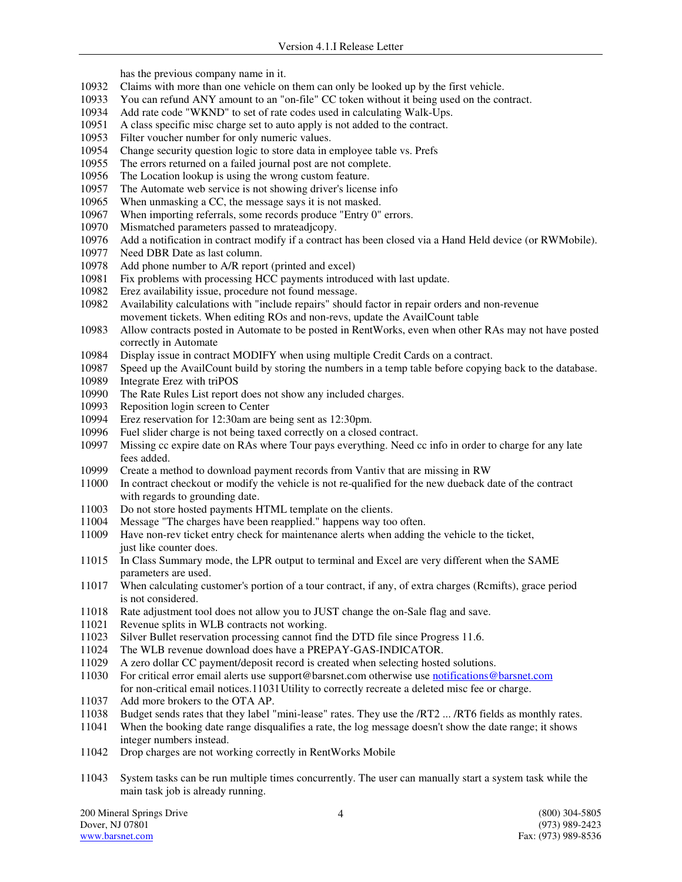has the previous company name in it.

10932 Claims with more than one vehicle on them can only be looked up by the first vehicle.
10933 You can refund ANY amount to an "on-file" CC token without it being used on the contract.
10934 Add rate code "WKND" to set of rate codes used in calculating Walk-Ups.
10951 A class specific misc charge set to auto apply is not added to the contract.
10953 Filter voucher number for only numeric values.
10954 Change security question logic to store data in employee table vs. Prefs
10955 The errors returned on a failed journal post are not complete.
10956 The Location lookup is using the wrong custom feature.
10957 The Automate web service is not showing driver's license info
10965 When unmasking a CC, the message says it is not masked.
10967 When importing referrals, some records produce "Entry 0" errors.
10970 Mismatched parameters passed to mrateadjcopy.
10976 Add a notification in contract modify if a contract has been closed via a Hand Held device (or RWMobile).
10977 Need DBR Date as last column.
10978 Add phone number to A/R report (printed and excel)
10981 Fix problems with processing HCC payments introduced with last update.
10982 Erez availability issue, procedure not found message.
10982 Availability calculations with "include repairs" should factor in repair orders and non-revenue movement tickets. When editing ROs and non-revs, update the AvailCount table
10983 Allow contracts posted in Automate to be posted in RentWorks, even when other RAs may not have posted correctly in Automate
10984 Display issue in contract MODIFY when using multiple Credit Cards on a contract.
10987 Speed up the AvailCount build by storing the numbers in a temp table before copying back to the database.
10989 Integrate Erez with triPOS
10990 The Rate Rules List report does not show any included charges.
10993 Reposition login screen to Center
10994 Erez reservation for 12:30am are being sent as 12:30pm.
10996 Fuel slider charge is not being taxed correctly on a closed contract.
10997 Missing cc expire date on RAs where Tour pays everything. Need cc info in order to charge for any late fees added.
10999 Create a method to download payment records from Vantiv that are missing in RW
11000 In contract checkout or modify the vehicle is not re-qualified for the new dueback date of the contract with regards to grounding date.
11003 Do not store hosted payments HTML template on the clients.
11004 Message "The charges have been reapplied." happens way too often.
11009 Have non-rev ticket entry check for maintenance alerts when adding the vehicle to the ticket, just like counter does.
11015 In Class Summary mode, the LPR output to terminal and Excel are very different when the SAME parameters are used.
11017 When calculating customer's portion of a tour contract, if any, of extra charges (Rcmifts), grace period is not considered.
11018 Rate adjustment tool does not allow you to JUST change the on-Sale flag and save.
11021 Revenue splits in WLB contracts not working.
11023 Silver Bullet reservation processing cannot find the DTD file since Progress 11.6.
11024 The WLB revenue download does have a PREPAY-GAS-INDICATOR.
11029 A zero dollar CC payment/deposit record is created when selecting hosted solutions.
11030 For critical error email alerts use support@barsnet.com otherwise use notifications@barsnet.com for non-critical email notices.11031Utility to correctly recreate a deleted misc fee or charge.
11037 Add more brokers to the OTA AP.
11038 Budget sends rates that they label "mini-lease" rates. They use the /RT2 ... /RT6 fields as monthly rates.
11041 When the booking date range disqualifies a rate, the log message doesn't show the date range; it shows integer numbers instead.
11042 Drop charges are not working correctly in RentWorks Mobile

11043 System tasks can be run multiple times concurrently. The user can manually start a system task while the main task job is already running.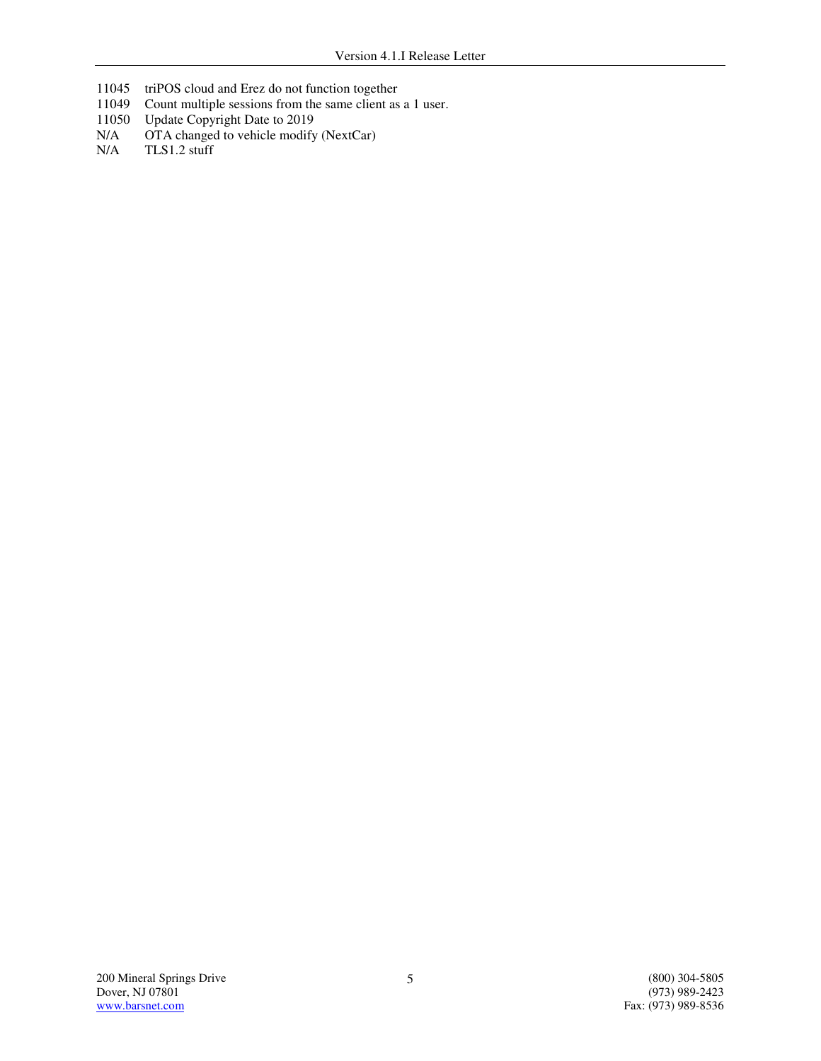11045 triPOS cloud and Erez do not function together
11049 Count multiple sessions from the same client as a 1 user.
11050 Update Copyright Date to 2019
N/A OTA changed to vehicle modify (NextCar)
N/A TLS1.2 stuff